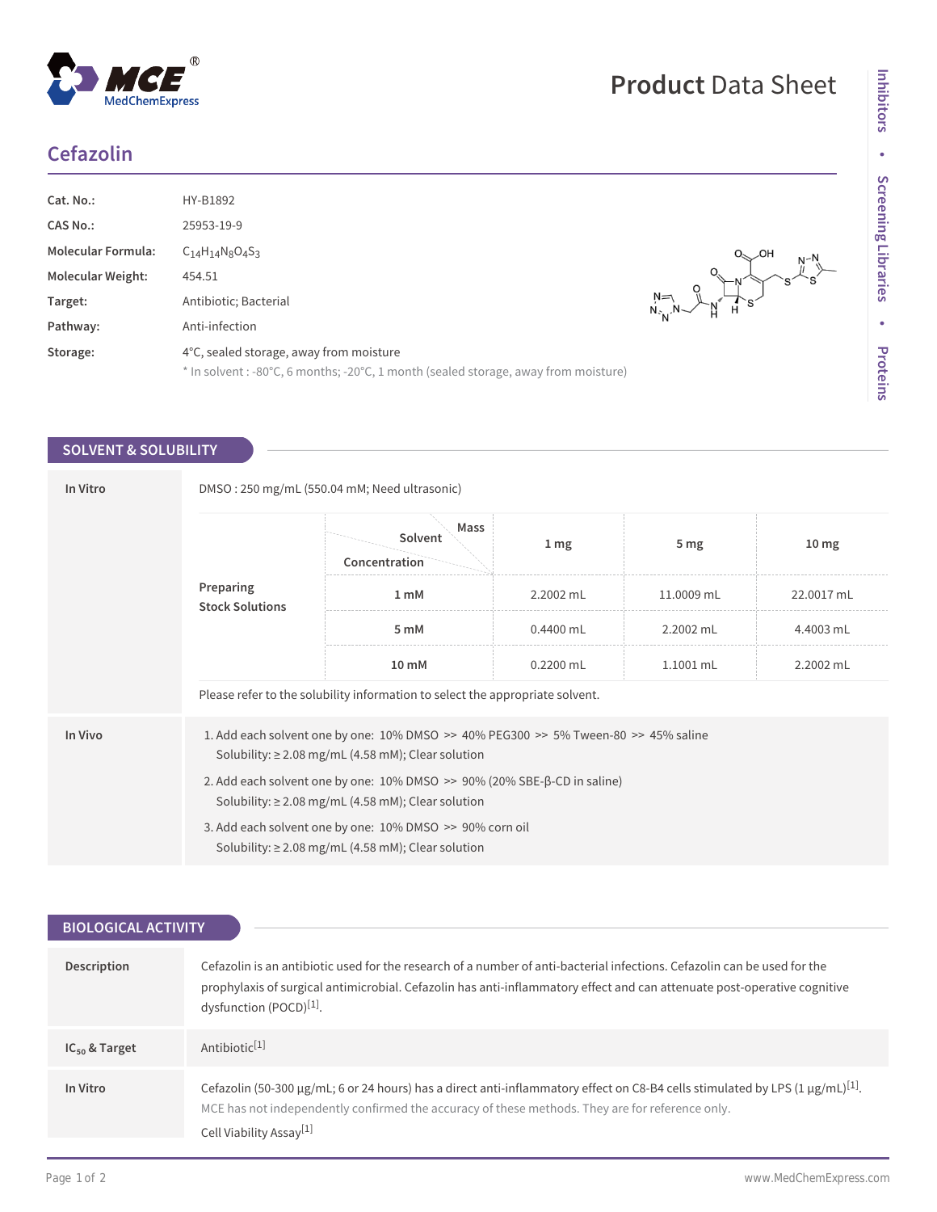# Product Data Sheet

## Cefazolin

| | |
|---|---|
| **Cat. No.:** | HY-B1892 |
| **CAS No.:** | 25953-19-9 |
| **Molecular Formula:** | $C_{14}H_{14}N_8O_4S_3$ |
| **Molecular Weight:** | 454.51 |
| **Target:** | Antibiotic; Bacterial |
| **Pathway:** | Anti-infection |
| **Storage:** | 4°C, sealed storage, away from moisture<br>* In solvent : -80°C, 6 months; -20°C, 1 month (sealed storage, away from moisture) |

## SOLVENT & SOLUBILITY

**In Vitro**

DMSO : 250 mg/mL (550.04 mM; Need ultrasonic)

**Preparing Stock Solutions**

| Solvent Concentration / Mass | 1 mg | 5 mg | 10 mg |
|---|---|---|---|
| 1 mM | 2.2002 mL | 11.0009 mL | 22.0017 mL |
| 5 mM | 0.4400 mL | 2.2002 mL | 4.4003 mL |
| 10 mM | 0.2200 mL | 1.1001 mL | 2.2002 mL |

Please refer to the solubility information to select the appropriate solvent.

**In Vivo**

1. Add each solvent one by one: 10% DMSO >> 40% PEG300 >> 5% Tween-80 >> 45% saline
   Solubility: ≥ 2.08 mg/mL (4.58 mM); Clear solution
2. Add each solvent one by one: 10% DMSO >> 90% (20% SBE-β-CD in saline)
   Solubility: ≥ 2.08 mg/mL (4.58 mM); Clear solution
3. Add each solvent one by one: 10% DMSO >> 90% corn oil
   Solubility: ≥ 2.08 mg/mL (4.58 mM); Clear solution

## BIOLOGICAL ACTIVITY

**Description**

Cefazolin is an antibiotic used for the research of a number of anti-bacterial infections. Cefazolin can be used for the prophylaxis of surgical antimicrobial. Cefazolin has anti-inflammatory effect and can attenuate post-operative cognitive dysfunction (POCD)[1].

**$IC_{50}$ & Target**

Antibiotic[1]

**In Vitro**

Cefazolin (50-300 μg/mL; 6 or 24 hours) has a direct anti-inflammatory effect on C8-B4 cells stimulated by LPS (1 μg/mL)[1].

MCE has not independently confirmed the accuracy of these methods. They are for reference only.

Cell Viability Assay[1]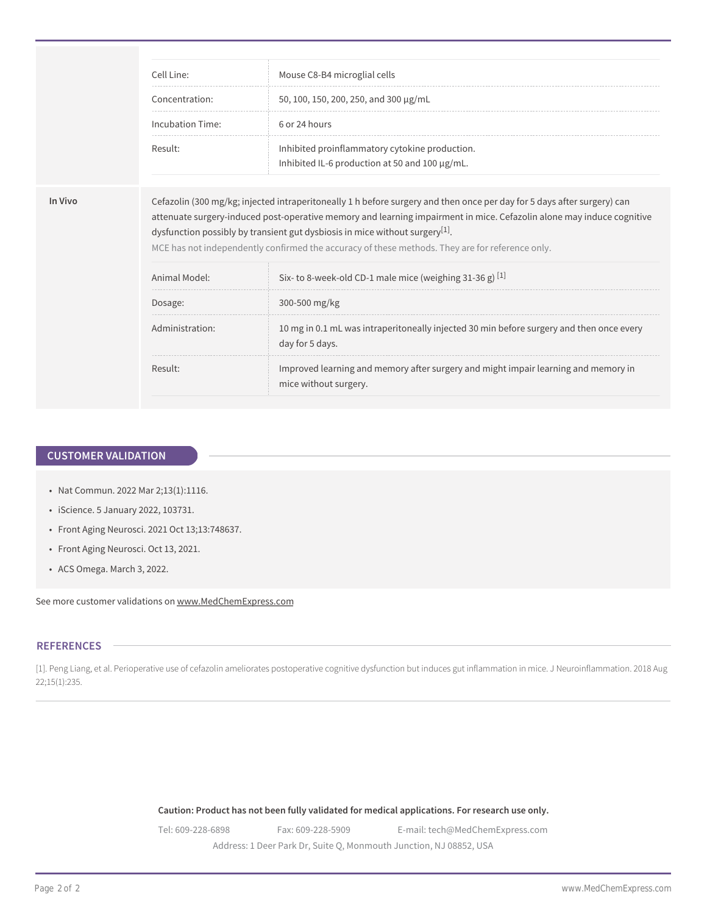| | |
|---|---|
| Cell Line: | Mouse C8-B4 microglial cells |
| Concentration: | 50, 100, 150, 200, 250, and 300 μg/mL |
| Incubation Time: | 6 or 24 hours |
| Result: | Inhibited proinflammatory cytokine production.<br>Inhibited IL-6 production at 50 and 100 μg/mL. |

**In Vivo**

Cefazolin (300 mg/kg; injected intraperitoneally 1 h before surgery and then once per day for 5 days after surgery) can attenuate surgery-induced post-operative memory and learning impairment in mice. Cefazolin alone may induce cognitive dysfunction possibly by transient gut dysbiosis in mice without surgery[1].

MCE has not independently confirmed the accuracy of these methods. They are for reference only.

| | |
|---|---|
| Animal Model: | Six- to 8-week-old CD-1 male mice (weighing 31-36 g) [1] |
| Dosage: | 300-500 mg/kg |
| Administration: | 10 mg in 0.1 mL was intraperitoneally injected 30 min before surgery and then once every day for 5 days. |
| Result: | Improved learning and memory after surgery and might impair learning and memory in mice without surgery. |

## CUSTOMER VALIDATION

- Nat Commun. 2022 Mar 2;13(1):1116.
- iScience. 5 January 2022, 103731.
- Front Aging Neurosci. 2021 Oct 13;13:748637.
- Front Aging Neurosci. Oct 13, 2021.
- ACS Omega. March 3, 2022.

See more customer validations on www.MedChemExpress.com

## REFERENCES

[1]. Peng Liang, et al. Perioperative use of cefazolin ameliorates postoperative cognitive dysfunction but induces gut inflammation in mice. J Neuroinflammation. 2018 Aug 22;15(1):235.

**Caution: Product has not been fully validated for medical applications. For research use only.**

Tel: 609-228-6898 Fax: 609-228-5909 E-mail: tech@MedChemExpress.com

Address: 1 Deer Park Dr, Suite Q, Monmouth Junction, NJ 08852, USA